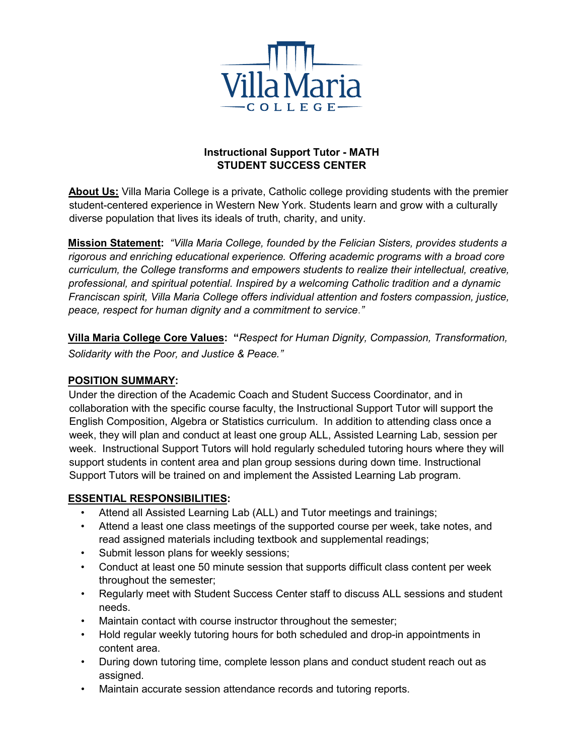Villa Maria COLLEGE

## Instructional Support Tutor - MATH
## STUDENT SUCCESS CENTER

**About Us:** Villa Maria College is a private, Catholic college providing students with the premier student-centered experience in Western New York. Students learn and grow with a culturally diverse population that lives its ideals of truth, charity, and unity.

**Mission Statement:** *"Villa Maria College, founded by the Felician Sisters, provides students a rigorous and enriching educational experience. Offering academic programs with a broad core curriculum, the College transforms and empowers students to realize their intellectual, creative, professional, and spiritual potential. Inspired by a welcoming Catholic tradition and a dynamic Franciscan spirit, Villa Maria College offers individual attention and fosters compassion, justice, peace, respect for human dignity and a commitment to service."*

**Villa Maria College Core Values:** **"***Respect for Human Dignity, Compassion, Transformation, Solidarity with the Poor, and Justice & Peace."*

### POSITION SUMMARY:

Under the direction of the Academic Coach and Student Success Coordinator, and in collaboration with the specific course faculty, the Instructional Support Tutor will support the English Composition, Algebra or Statistics curriculum. In addition to attending class once a week, they will plan and conduct at least one group ALL, Assisted Learning Lab, session per week. Instructional Support Tutors will hold regularly scheduled tutoring hours where they will support students in content area and plan group sessions during down time. Instructional Support Tutors will be trained on and implement the Assisted Learning Lab program.

### ESSENTIAL RESPONSIBILITIES:

- Attend all Assisted Learning Lab (ALL) and Tutor meetings and trainings;
- Attend a least one class meetings of the supported course per week, take notes, and read assigned materials including textbook and supplemental readings;
- Submit lesson plans for weekly sessions;
- Conduct at least one 50 minute session that supports difficult class content per week throughout the semester;
- Regularly meet with Student Success Center staff to discuss ALL sessions and student needs.
- Maintain contact with course instructor throughout the semester;
- Hold regular weekly tutoring hours for both scheduled and drop-in appointments in content area.
- During down tutoring time, complete lesson plans and conduct student reach out as assigned.
- Maintain accurate session attendance records and tutoring reports.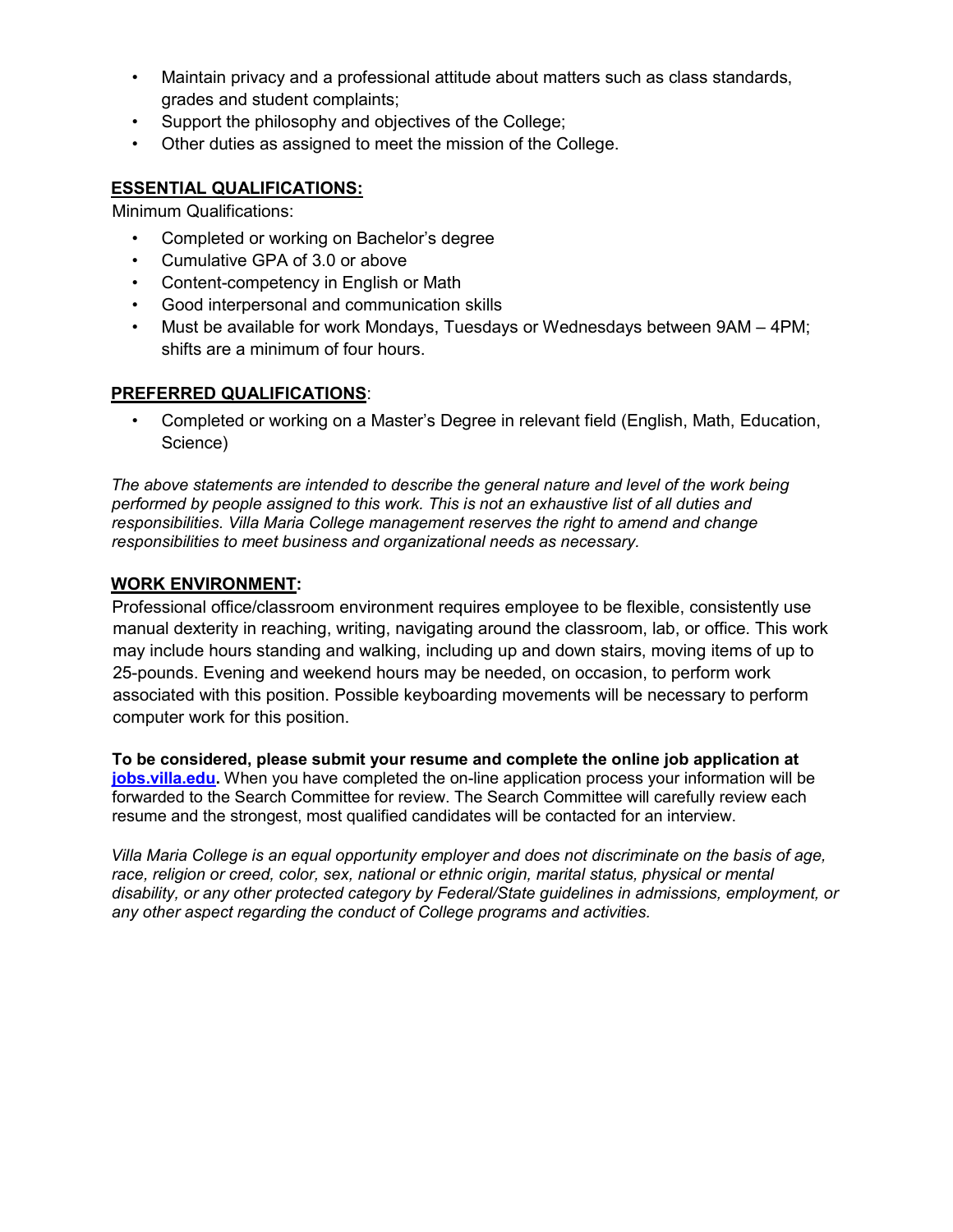- Maintain privacy and a professional attitude about matters such as class standards, grades and student complaints;
- Support the philosophy and objectives of the College;
- Other duties as assigned to meet the mission of the College.

## ESSENTIAL QUALIFICATIONS:

Minimum Qualifications:

- Completed or working on Bachelor's degree
- Cumulative GPA of 3.0 or above
- Content-competency in English or Math
- Good interpersonal and communication skills
- Must be available for work Mondays, Tuesdays or Wednesdays between 9AM – 4PM; shifts are a minimum of four hours.

## PREFERRED QUALIFICATIONS:

- Completed or working on a Master's Degree in relevant field (English, Math, Education, Science)

*The above statements are intended to describe the general nature and level of the work being performed by people assigned to this work. This is not an exhaustive list of all duties and responsibilities. Villa Maria College management reserves the right to amend and change responsibilities to meet business and organizational needs as necessary.*

## WORK ENVIRONMENT:

Professional office/classroom environment requires employee to be flexible, consistently use manual dexterity in reaching, writing, navigating around the classroom, lab, or office. This work may include hours standing and walking, including up and down stairs, moving items of up to 25-pounds. Evening and weekend hours may be needed, on occasion, to perform work associated with this position. Possible keyboarding movements will be necessary to perform computer work for this position.

**To be considered, please submit your resume and complete the online job application at jobs.villa.edu.** When you have completed the on-line application process your information will be forwarded to the Search Committee for review. The Search Committee will carefully review each resume and the strongest, most qualified candidates will be contacted for an interview.

*Villa Maria College is an equal opportunity employer and does not discriminate on the basis of age, race, religion or creed, color, sex, national or ethnic origin, marital status, physical or mental disability, or any other protected category by Federal/State guidelines in admissions, employment, or any other aspect regarding the conduct of College programs and activities.*